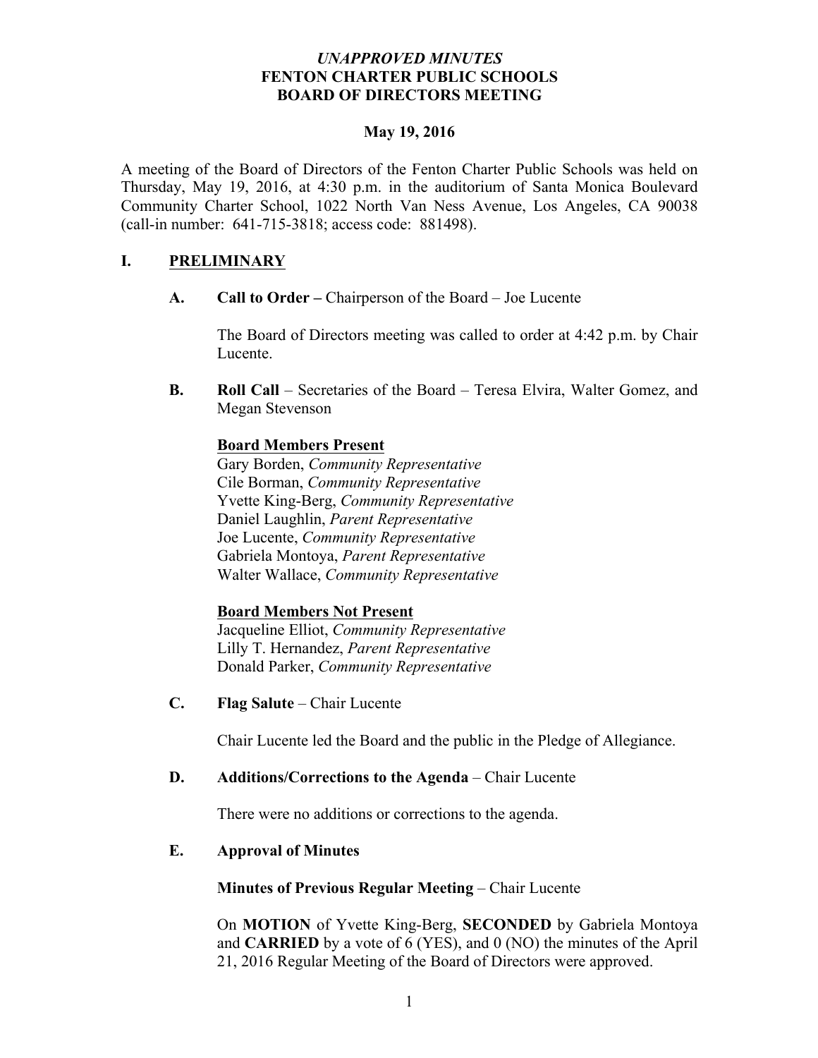*UNAPPROVED MINUTES*
**FENTON CHARTER PUBLIC SCHOOLS**
**BOARD OF DIRECTORS MEETING**

**May 19, 2016**

A meeting of the Board of Directors of the Fenton Charter Public Schools was held on Thursday, May 19, 2016, at 4:30 p.m. in the auditorium of Santa Monica Boulevard Community Charter School, 1022 North Van Ness Avenue, Los Angeles, CA 90038 (call-in number: 641-715-3818; access code: 881498).

## I. PRELIMINARY

**A. Call to Order –** Chairperson of the Board – Joe Lucente

The Board of Directors meeting was called to order at 4:42 p.m. by Chair Lucente.

**B. Roll Call** – Secretaries of the Board – Teresa Elvira, Walter Gomez, and Megan Stevenson

**Board Members Present**
Gary Borden, *Community Representative*
Cile Borman, *Community Representative*
Yvette King-Berg, *Community Representative*
Daniel Laughlin, *Parent Representative*
Joe Lucente, *Community Representative*
Gabriela Montoya, *Parent Representative*
Walter Wallace, *Community Representative*

**Board Members Not Present**
Jacqueline Elliot, *Community Representative*
Lilly T. Hernandez, *Parent Representative*
Donald Parker, *Community Representative*

**C. Flag Salute** – Chair Lucente

Chair Lucente led the Board and the public in the Pledge of Allegiance.

**D. Additions/Corrections to the Agenda** – Chair Lucente

There were no additions or corrections to the agenda.

**E. Approval of Minutes**

**Minutes of Previous Regular Meeting** – Chair Lucente

On **MOTION** of Yvette King-Berg, **SECONDED** by Gabriela Montoya and **CARRIED** by a vote of 6 (YES), and 0 (NO) the minutes of the April 21, 2016 Regular Meeting of the Board of Directors were approved.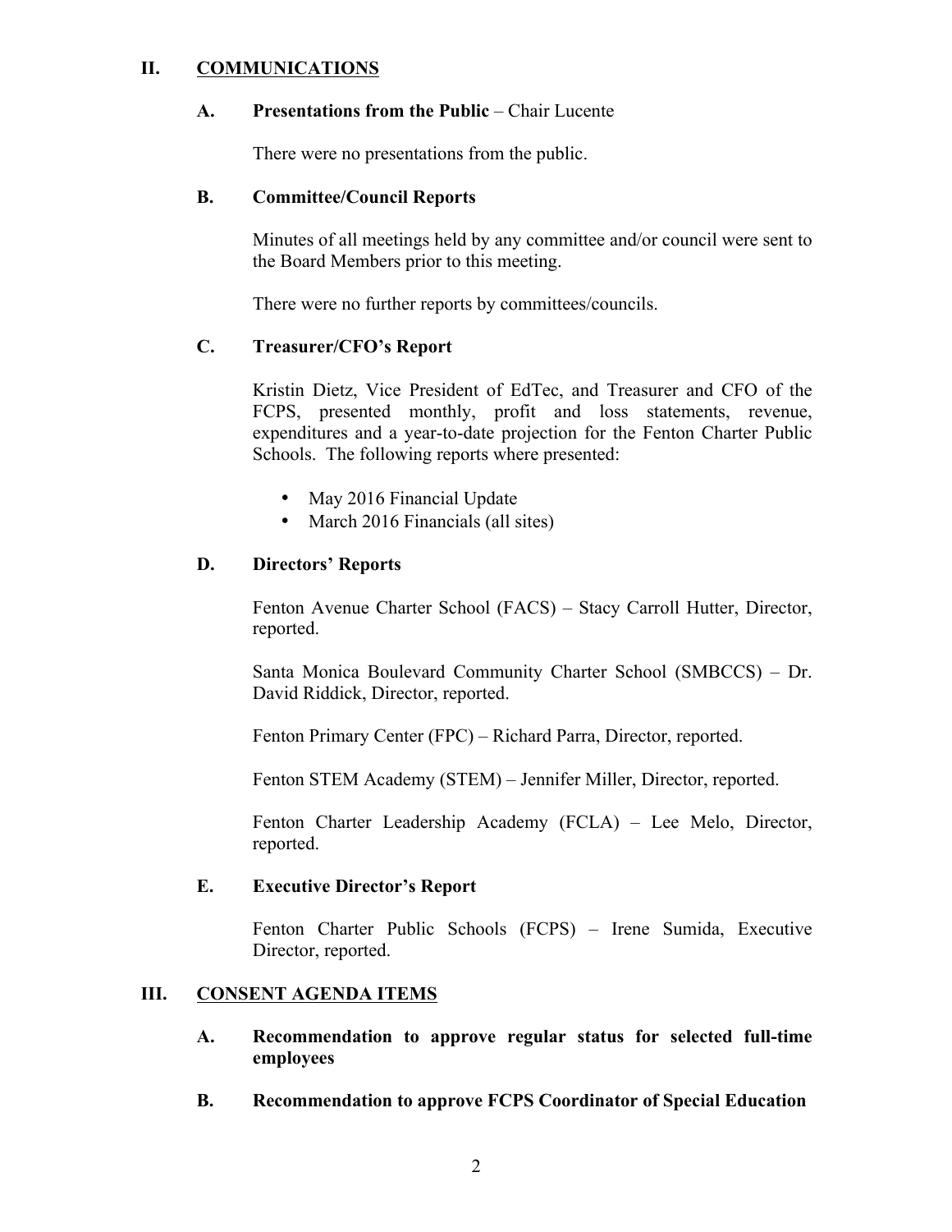## II. COMMUNICATIONS

### A. Presentations from the Public – Chair Lucente

There were no presentations from the public.

### B. Committee/Council Reports

Minutes of all meetings held by any committee and/or council were sent to the Board Members prior to this meeting.

There were no further reports by committees/councils.

### C. Treasurer/CFO's Report

Kristin Dietz, Vice President of EdTec, and Treasurer and CFO of the FCPS, presented monthly, profit and loss statements, revenue, expenditures and a year-to-date projection for the Fenton Charter Public Schools. The following reports where presented:

- May 2016 Financial Update
- March 2016 Financials (all sites)

### D. Directors' Reports

Fenton Avenue Charter School (FACS) – Stacy Carroll Hutter, Director, reported.

Santa Monica Boulevard Community Charter School (SMBCCS) – Dr. David Riddick, Director, reported.

Fenton Primary Center (FPC) – Richard Parra, Director, reported.

Fenton STEM Academy (STEM) – Jennifer Miller, Director, reported.

Fenton Charter Leadership Academy (FCLA) – Lee Melo, Director, reported.

### E. Executive Director's Report

Fenton Charter Public Schools (FCPS) – Irene Sumida, Executive Director, reported.

## III. CONSENT AGENDA ITEMS

### A. Recommendation to approve regular status for selected full-time employees

### B. Recommendation to approve FCPS Coordinator of Special Education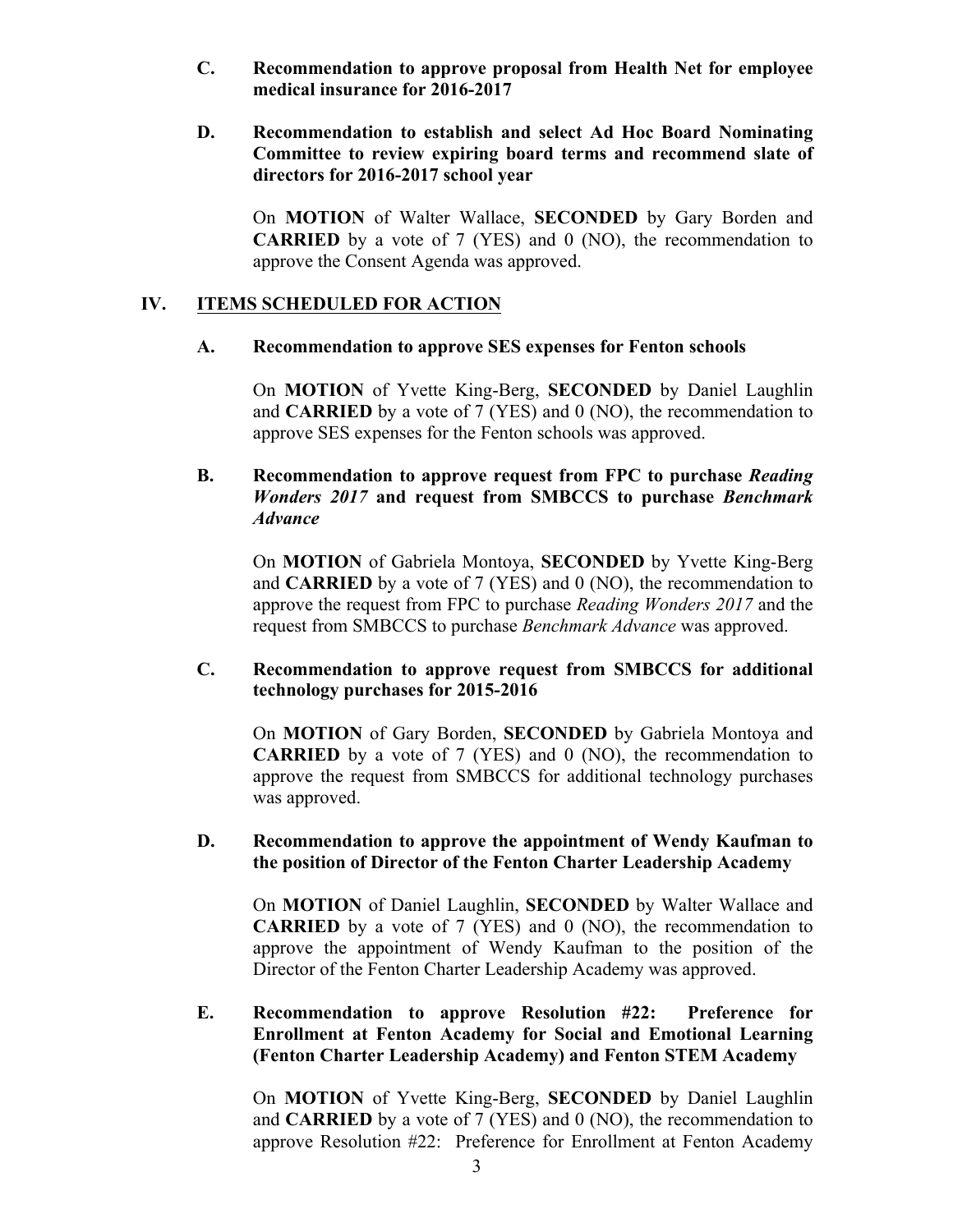**C. Recommendation to approve proposal from Health Net for employee medical insurance for 2016-2017**

**D. Recommendation to establish and select Ad Hoc Board Nominating Committee to review expiring board terms and recommend slate of directors for 2016-2017 school year**

On **MOTION** of Walter Wallace, **SECONDED** by Gary Borden and **CARRIED** by a vote of 7 (YES) and 0 (NO), the recommendation to approve the Consent Agenda was approved.

## IV. ITEMS SCHEDULED FOR ACTION

**A. Recommendation to approve SES expenses for Fenton schools**

On **MOTION** of Yvette King-Berg, **SECONDED** by Daniel Laughlin and **CARRIED** by a vote of 7 (YES) and 0 (NO), the recommendation to approve SES expenses for the Fenton schools was approved.

**B. Recommendation to approve request from FPC to purchase *Reading Wonders 2017* and request from SMBCCS to purchase *Benchmark Advance***

On **MOTION** of Gabriela Montoya, **SECONDED** by Yvette King-Berg and **CARRIED** by a vote of 7 (YES) and 0 (NO), the recommendation to approve the request from FPC to purchase *Reading Wonders 2017* and the request from SMBCCS to purchase *Benchmark Advance* was approved.

**C. Recommendation to approve request from SMBCCS for additional technology purchases for 2015-2016**

On **MOTION** of Gary Borden, **SECONDED** by Gabriela Montoya and **CARRIED** by a vote of 7 (YES) and 0 (NO), the recommendation to approve the request from SMBCCS for additional technology purchases was approved.

**D. Recommendation to approve the appointment of Wendy Kaufman to the position of Director of the Fenton Charter Leadership Academy**

On **MOTION** of Daniel Laughlin, **SECONDED** by Walter Wallace and **CARRIED** by a vote of 7 (YES) and 0 (NO), the recommendation to approve the appointment of Wendy Kaufman to the position of the Director of the Fenton Charter Leadership Academy was approved.

**E. Recommendation to approve Resolution #22: Preference for Enrollment at Fenton Academy for Social and Emotional Learning (Fenton Charter Leadership Academy) and Fenton STEM Academy**

On **MOTION** of Yvette King-Berg, **SECONDED** by Daniel Laughlin and **CARRIED** by a vote of 7 (YES) and 0 (NO), the recommendation to approve Resolution #22: Preference for Enrollment at Fenton Academy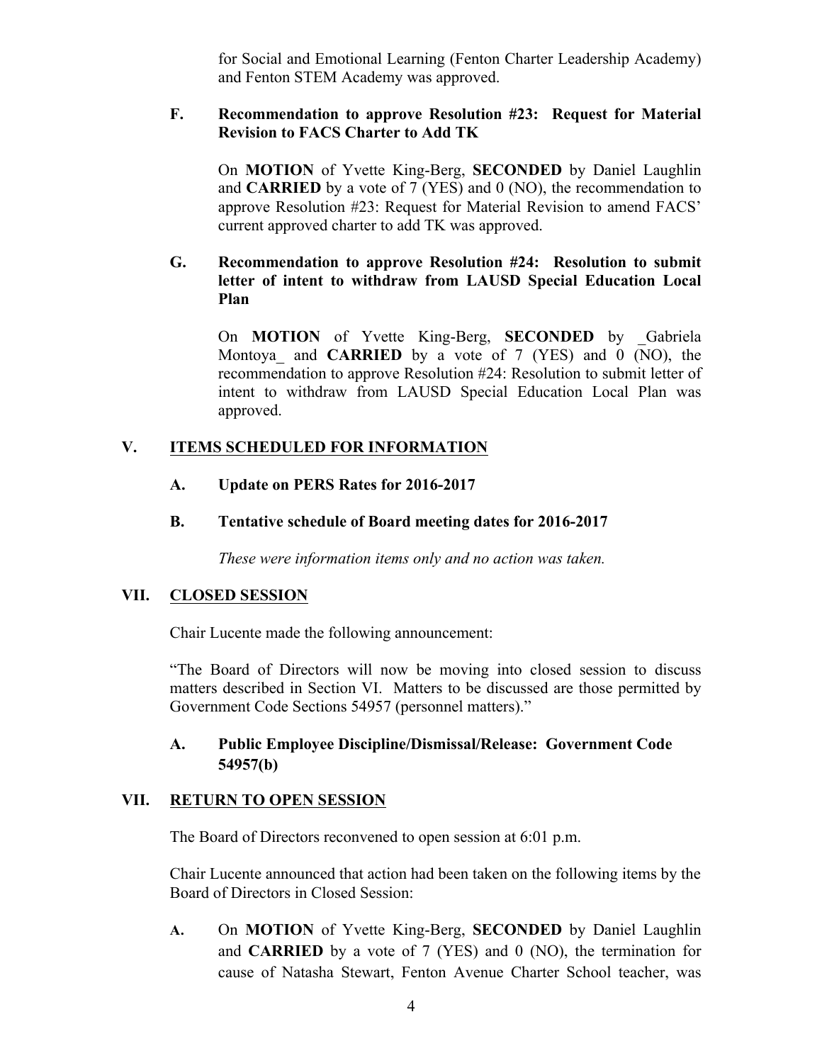for Social and Emotional Learning (Fenton Charter Leadership Academy) and Fenton STEM Academy was approved.

**F. Recommendation to approve Resolution #23: Request for Material Revision to FACS Charter to Add TK**

On **MOTION** of Yvette King-Berg, **SECONDED** by Daniel Laughlin and **CARRIED** by a vote of 7 (YES) and 0 (NO), the recommendation to approve Resolution #23: Request for Material Revision to amend FACS' current approved charter to add TK was approved.

**G. Recommendation to approve Resolution #24: Resolution to submit letter of intent to withdraw from LAUSD Special Education Local Plan**

On **MOTION** of Yvette King-Berg, **SECONDED** by _Gabriela Montoya_ and **CARRIED** by a vote of 7 (YES) and 0 (NO), the recommendation to approve Resolution #24: Resolution to submit letter of intent to withdraw from LAUSD Special Education Local Plan was approved.

## V. ITEMS SCHEDULED FOR INFORMATION

**A. Update on PERS Rates for 2016-2017**

**B. Tentative schedule of Board meeting dates for 2016-2017**

*These were information items only and no action was taken.*

## VII. CLOSED SESSION

Chair Lucente made the following announcement:

"The Board of Directors will now be moving into closed session to discuss matters described in Section VI. Matters to be discussed are those permitted by Government Code Sections 54957 (personnel matters)."

**A. Public Employee Discipline/Dismissal/Release: Government Code 54957(b)**

## VII. RETURN TO OPEN SESSION

The Board of Directors reconvened to open session at 6:01 p.m.

Chair Lucente announced that action had been taken on the following items by the Board of Directors in Closed Session:

**A.** On **MOTION** of Yvette King-Berg, **SECONDED** by Daniel Laughlin and **CARRIED** by a vote of 7 (YES) and 0 (NO), the termination for cause of Natasha Stewart, Fenton Avenue Charter School teacher, was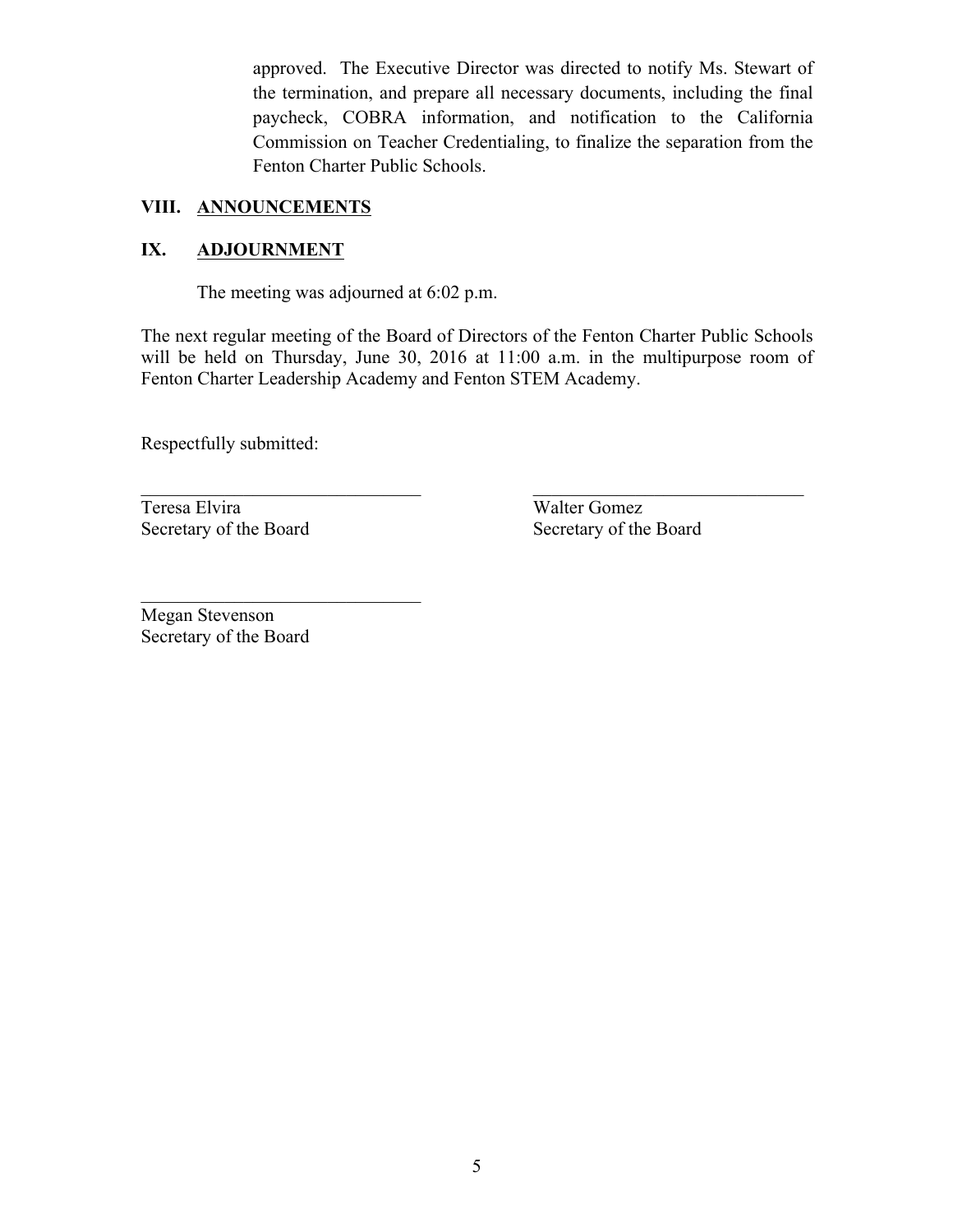approved. The Executive Director was directed to notify Ms. Stewart of the termination, and prepare all necessary documents, including the final paycheck, COBRA information, and notification to the California Commission on Teacher Credentialing, to finalize the separation from the Fenton Charter Public Schools.

## VIII. ANNOUNCEMENTS

## IX. ADJOURNMENT

The meeting was adjourned at 6:02 p.m.

The next regular meeting of the Board of Directors of the Fenton Charter Public Schools will be held on Thursday, June 30, 2016 at 11:00 a.m. in the multipurpose room of Fenton Charter Leadership Academy and Fenton STEM Academy.

Respectfully submitted:

\_\_\_\_\_\_\_\_\_\_\_\_\_\_\_\_\_\_\_\_\_\_\_\_\_\_\_\_\_\_\_\_
Teresa Elvira
Secretary of the Board

\_\_\_\_\_\_\_\_\_\_\_\_\_\_\_\_\_\_\_\_\_\_\_\_\_\_\_\_\_\_\_\_
Walter Gomez
Secretary of the Board

\_\_\_\_\_\_\_\_\_\_\_\_\_\_\_\_\_\_\_\_\_\_\_\_\_\_\_\_\_\_\_\_
Megan Stevenson
Secretary of the Board